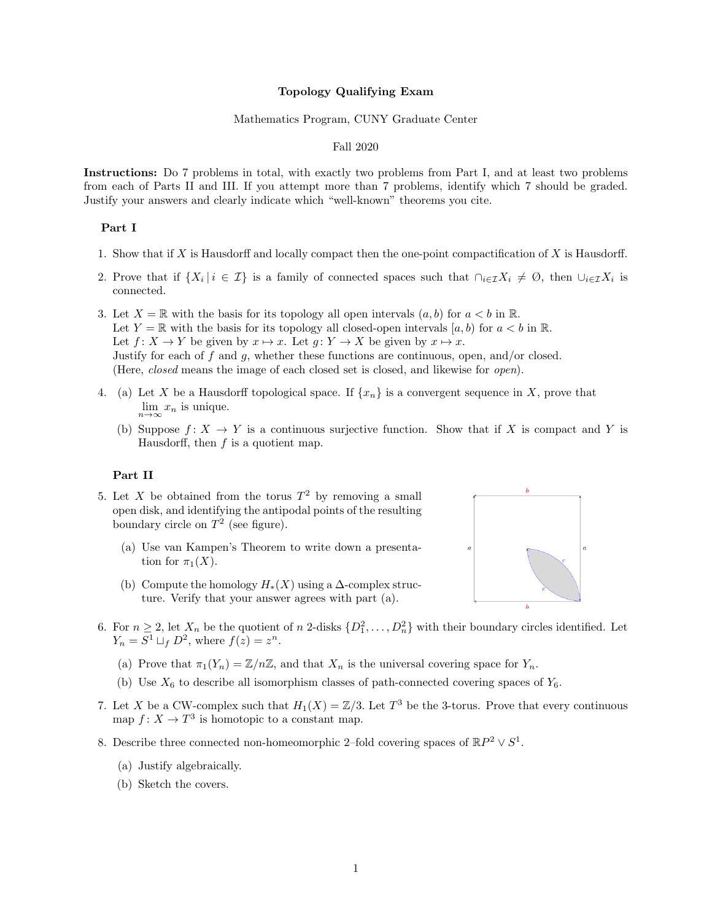**Topology Qualifying Exam**

Mathematics Program, CUNY Graduate Center

Fall 2020

**Instructions:** Do 7 problems in total, with exactly two problems from Part I, and at least two problems from each of Parts II and III. If you attempt more than 7 problems, identify which 7 should be graded. Justify your answers and clearly indicate which "well-known" theorems you cite.

## Part I

1. Show that if $X$ is Hausdorff and locally compact then the one-point compactification of $X$ is Hausdorff.

2. Prove that if $\{X_i \mid i \in \mathcal{I}\}$ is a family of connected spaces such that $\cap_{i \in \mathcal{I}} X_i \neq \emptyset$, then $\cup_{i \in \mathcal{I}} X_i$ is connected.

3. Let $X = \mathbb{R}$ with the basis for its topology all open intervals $(a, b)$ for $a < b$ in $\mathbb{R}$.
   Let $Y = \mathbb{R}$ with the basis for its topology all closed-open intervals $[a, b)$ for $a < b$ in $\mathbb{R}$.
   Let $f : X \to Y$ be given by $x \mapsto x$. Let $g : Y \to X$ be given by $x \mapsto x$.
   Justify for each of $f$ and $g$, whether these functions are continuous, open, and/or closed.
   (Here, *closed* means the image of each closed set is closed, and likewise for *open*).

4. (a) Let $X$ be a Hausdorff topological space. If $\{x_n\}$ is a convergent sequence in $X$, prove that $\lim_{n\to\infty} x_n$ is unique.

   (b) Suppose $f : X \to Y$ is a continuous surjective function. Show that if $X$ is compact and $Y$ is Hausdorff, then $f$ is a quotient map.

## Part II

5. Let $X$ be obtained from the torus $T^2$ by removing a small open disk, and identifying the antipodal points of the resulting boundary circle on $T^2$ (see figure).

   (a) Use van Kampen's Theorem to write down a presentation for $\pi_1(X)$.

   (b) Compute the homology $H_*(X)$ using a $\Delta$-complex structure. Verify that your answer agrees with part (a).

6. For $n \geq 2$, let $X_n$ be the quotient of $n$ 2-disks $\{D_1^2, \ldots, D_n^2\}$ with their boundary circles identified. Let $Y_n = S^1 \sqcup_f D^2$, where $f(z) = z^n$.

   (a) Prove that $\pi_1(Y_n) = \mathbb{Z}/n\mathbb{Z}$, and that $X_n$ is the universal covering space for $Y_n$.

   (b) Use $X_6$ to describe all isomorphism classes of path-connected covering spaces of $Y_6$.

7. Let $X$ be a CW-complex such that $H_1(X) = \mathbb{Z}/3$. Let $T^3$ be the 3-torus. Prove that every continuous map $f : X \to T^3$ is homotopic to a constant map.

8. Describe three connected non-homeomorphic 2–fold covering spaces of $\mathbb{R}P^2 \vee S^1$.

   (a) Justify algebraically.

   (b) Sketch the covers.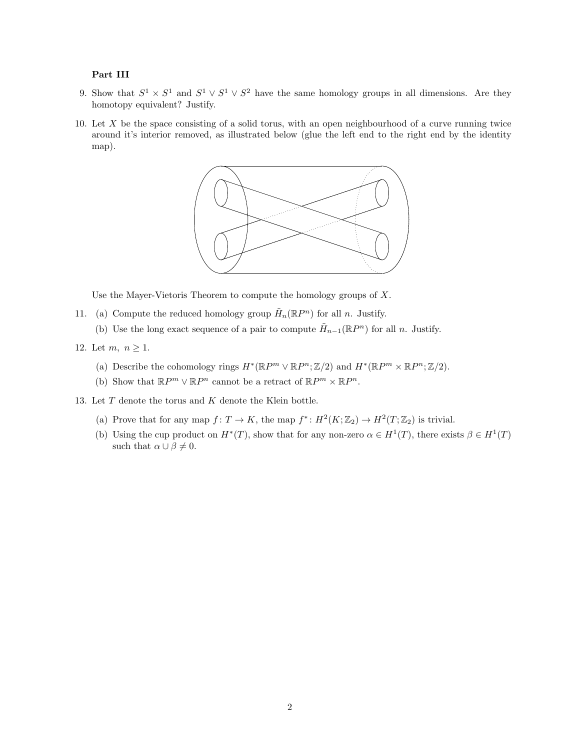**Part III**

9. Show that $S^1 \times S^1$ and $S^1 \vee S^1 \vee S^2$ have the same homology groups in all dimensions. Are they homotopy equivalent? Justify.

10. Let $X$ be the space consisting of a solid torus, with an open neighbourhood of a curve running twice around it's interior removed, as illustrated below (glue the left end to the right end by the identity map).

    Use the Mayer-Vietoris Theorem to compute the homology groups of $X$.

11. (a) Compute the reduced homology group $\tilde{H}_n(\mathbb{R}P^n)$ for all $n$. Justify.

    (b) Use the long exact sequence of a pair to compute $\tilde{H}_{n-1}(\mathbb{R}P^n)$ for all $n$. Justify.

12. Let $m,\ n \geq 1$.

    (a) Describe the cohomology rings $H^*(\mathbb{R}P^m \vee \mathbb{R}P^n; \mathbb{Z}/2)$ and $H^*(\mathbb{R}P^m \times \mathbb{R}P^n; \mathbb{Z}/2)$.

    (b) Show that $\mathbb{R}P^m \vee \mathbb{R}P^n$ cannot be a retract of $\mathbb{R}P^m \times \mathbb{R}P^n$.

13. Let $T$ denote the torus and $K$ denote the Klein bottle.

    (a) Prove that for any map $f\colon T \to K$, the map $f^*\colon H^2(K; \mathbb{Z}_2) \to H^2(T; \mathbb{Z}_2)$ is trivial.

    (b) Using the cup product on $H^*(T)$, show that for any non-zero $\alpha \in H^1(T)$, there exists $\beta \in H^1(T)$ such that $\alpha \cup \beta \neq 0$.